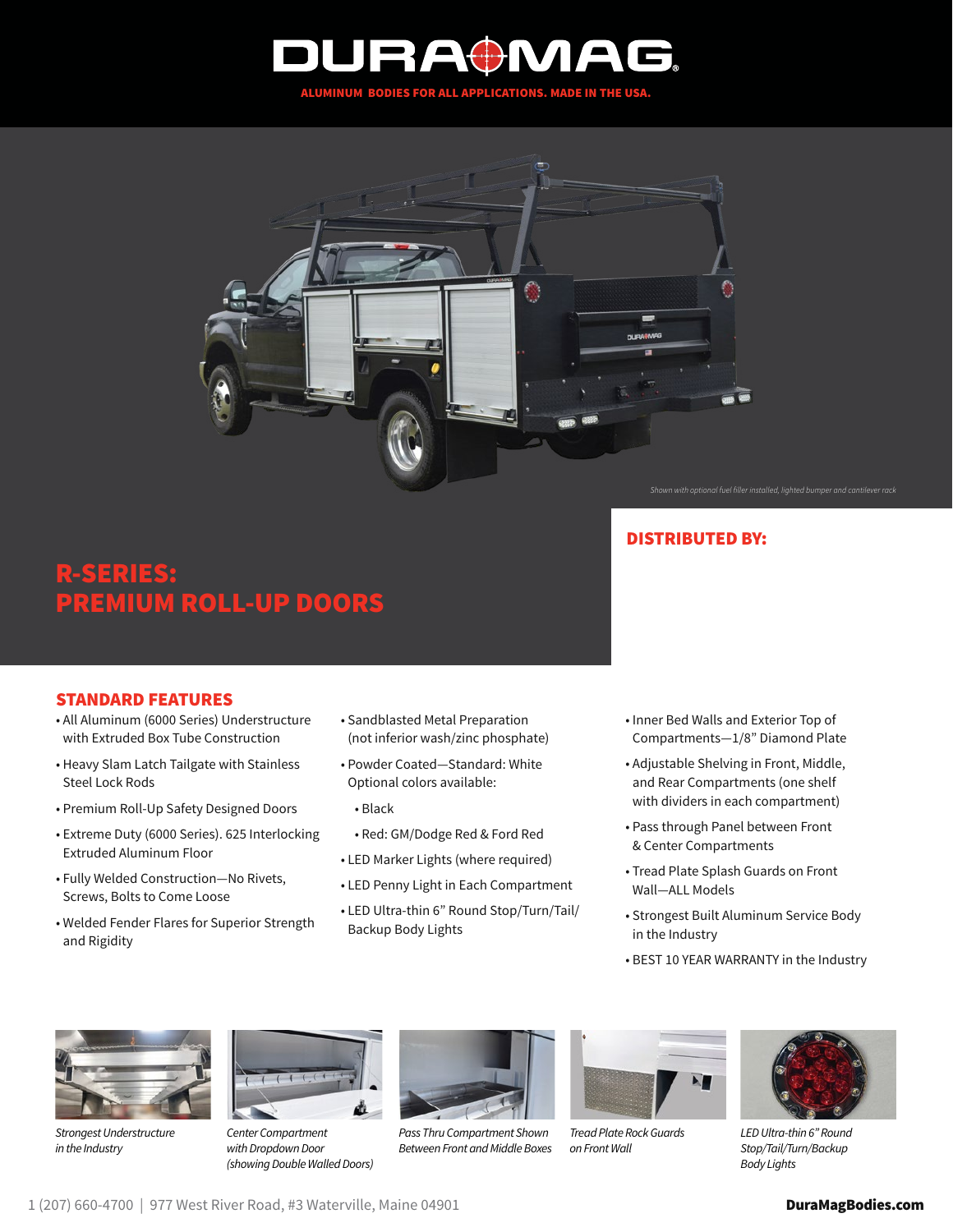# DURAMAG

**ALUMINUM BODIES FOR ALL APPLICATIONS. MADE IN THE USA.**

*Shown with optional fuel filler installed, lighted bumper and cantilever rack*

**DISTRIBUTED BY:**

# R-SERIES: PREMIUM ROLL-UP DOORS

## STANDARD FEATURES

- All Aluminum (6000 Series) Understructure with Extruded Box Tube Construction
- Heavy Slam Latch Tailgate with Stainless Steel Lock Rods
- Premium Roll-Up Safety Designed Doors
- Extreme Duty (6000 Series). 625 Interlocking Extruded Aluminum Floor
- Fully Welded Construction—No Rivets, Screws, Bolts to Come Loose
- Welded Fender Flares for Superior Strength and Rigidity
- Sandblasted Metal Preparation (not inferior wash/zinc phosphate)
- Powder Coated—Standard: White Optional colors available:
  - Black
  - Red: GM/Dodge Red & Ford Red
- LED Marker Lights (where required)
- LED Penny Light in Each Compartment
- LED Ultra-thin 6" Round Stop/Turn/Tail/ Backup Body Lights
- Inner Bed Walls and Exterior Top of Compartments—1/8" Diamond Plate
- Adjustable Shelving in Front, Middle, and Rear Compartments (one shelf with dividers in each compartment)
- Pass through Panel between Front & Center Compartments
- Tread Plate Splash Guards on Front Wall—ALL Models
- Strongest Built Aluminum Service Body in the Industry
- BEST 10 YEAR WARRANTY in the Industry

*Strongest Understructure in the Industry*

*Center Compartment with Dropdown Door (showing Double Walled Doors)*

*Pass Thru Compartment Shown Between Front and Middle Boxes*

*Tread Plate Rock Guards on Front Wall*

*LED Ultra-thin 6" Round Stop/Tail/Turn/Backup Body Lights*

1 (207) 660-4700 | 977 West River Road, #3 Waterville, Maine 04901

**DuraMagBodies.com**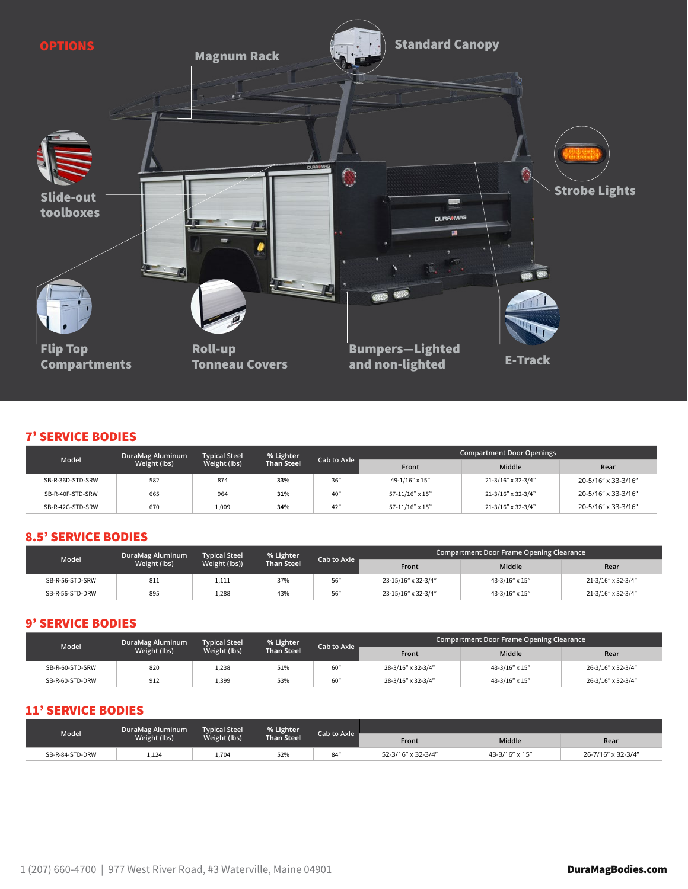## OPTIONS

Magnum Rack

Standard Canopy

Slide-out toolboxes

Strobe Lights

Flip Top Compartments

Roll-up Tonneau Covers

Bumpers—Lighted and non-lighted

E-Track

## 7' SERVICE BODIES

| Model | DuraMag Aluminum Weight (lbs) | Typical Steel Weight (lbs) | % Lighter Than Steel | Cab to Axle | Compartment Door Openings | | |
|---|---|---|---|---|---|---|---|
| | | | | | Front | Middle | Rear |
| SB-R-36D-STD-SRW | 582 | 874 | **33%** | 36" | 49-1/16" x 15" | 21-3/16" x 32-3/4" | 20-5/16" x 33-3/16" |
| SB-R-40F-STD-SRW | 665 | 964 | **31%** | 40" | 57-11/16" x 15" | 21-3/16" x 32-3/4" | 20-5/16" x 33-3/16" |
| SB-R-42G-STD-SRW | 670 | 1,009 | **34%** | 42" | 57-11/16" x 15" | 21-3/16" x 32-3/4" | 20-5/16" x 33-3/16" |

## 8.5' SERVICE BODIES

| Model | DuraMag Aluminum Weight (lbs) | Typical Steel Weight (lbs)) | % Lighter Than Steel | Cab to Axle | Compartment Door Frame Opening Clearance | | |
|---|---|---|---|---|---|---|---|
| | | | | | Front | MIddle | Rear |
| SB-R-56-STD-SRW | 811 | 1,111 | 37% | 56" | 23-15/16" x 32-3/4" | 43-3/16" x 15" | 21-3/16" x 32-3/4" |
| SB-R-56-STD-DRW | 895 | 1,288 | 43% | 56" | 23-15/16" x 32-3/4" | 43-3/16" x 15" | 21-3/16" x 32-3/4" |

## 9' SERVICE BODIES

| Model | DuraMag Aluminum Weight (lbs) | Typical Steel Weight (lbs) | % Lighter Than Steel | Cab to Axle | Compartment Door Frame Opening Clearance | | |
|---|---|---|---|---|---|---|---|
| | | | | | Front | Middle | Rear |
| SB-R-60-STD-SRW | 820 | 1,238 | 51% | 60" | 28-3/16" x 32-3/4" | 43-3/16" x 15" | 26-3/16" x 32-3/4" |
| SB-R-60-STD-DRW | 912 | 1,399 | 53% | 60" | 28-3/16" x 32-3/4" | 43-3/16" x 15" | 26-3/16" x 32-3/4" |

## 11' SERVICE BODIES

| Model | DuraMag Aluminum Weight (lbs) | Typical Steel Weight (lbs) | % Lighter Than Steel | Cab to Axle | | | |
|---|---|---|---|---|---|---|---|
| | | | | | Front | Middle | Rear |
| SB-R-84-STD-DRW | 1,124 | 1,704 | 52% | 84" | 52-3/16" x 32-3/4" | 43-3/16" x 15" | 26-7/16" x 32-3/4" |

1 (207) 660-4700 | 977 West River Road, #3 Waterville, Maine 04901

**DuraMagBodies.com**